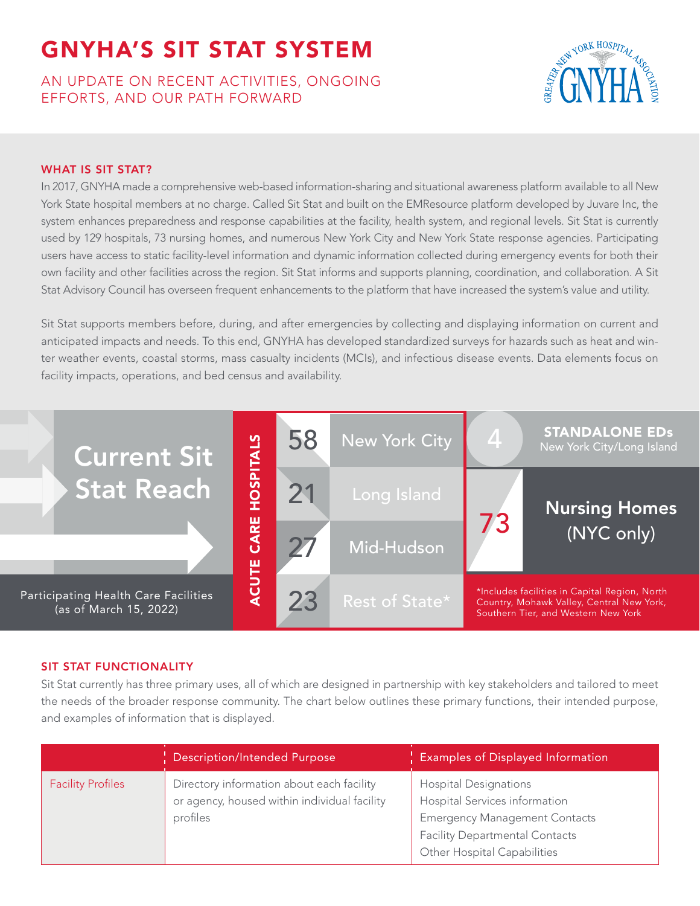# GNYHA'S SIT STAT SYSTEM

## AN UPDATE ON RECENT ACTIVITIES, ONGOING EFFORTS, AND OUR PATH FORWARD

### WHAT IS SIT STAT?

In 2017, GNYHA made a comprehensive web-based information-sharing and situational awareness platform available to all New York State hospital members at no charge. Called Sit Stat and built on the EMResource platform developed by Juvare Inc, the system enhances preparedness and response capabilities at the facility, health system, and regional levels. Sit Stat is currently used by 129 hospitals, 73 nursing homes, and numerous New York City and New York State response agencies. Participating users have access to static facility-level information and dynamic information collected during emergency events for both their own facility and other facilities across the region. Sit Stat informs and supports planning, coordination, and collaboration. A Sit Stat Advisory Council has overseen frequent enhancements to the platform that have increased the system's value and utility.

Sit Stat supports members before, during, and after emergencies by collecting and displaying information on current and anticipated impacts and needs. To this end, GNYHA has developed standardized surveys for hazards such as heat and winter weather events, coastal storms, mass casualty incidents (MCIs), and infectious disease events. Data elements focus on facility impacts, operations, and bed census and availability.

**Current Sit Stat Reach**

Participating Health Care Facilities (as of March 15, 2022)

**ACUTE CARE HOSPITALS**

| Count | Region |
|---|---|
| 58 | New York City |
| 21 | Long Island |
| 27 | Mid-Hudson |
| 23 | Rest of State* |

| Count | Facility Type |
|---|---|
| 4 | **STANDALONE EDs** New York City/Long Island |
| 73 | **Nursing Homes** (NYC only) |

*Includes facilities in Capital Region, North Country, Mohawk Valley, Central New York, Southern Tier, and Western New York

### SIT STAT FUNCTIONALITY

Sit Stat currently has three primary uses, all of which are designed in partnership with key stakeholders and tailored to meet the needs of the broader response community. The chart below outlines these primary functions, their intended purpose, and examples of information that is displayed.

| | Description/Intended Purpose | Examples of Displayed Information |
|---|---|---|
| Facility Profiles | Directory information about each facility or agency, housed within individual facility profiles | Hospital Designations<br>Hospital Services information<br>Emergency Management Contacts<br>Facility Departmental Contacts<br>Other Hospital Capabilities |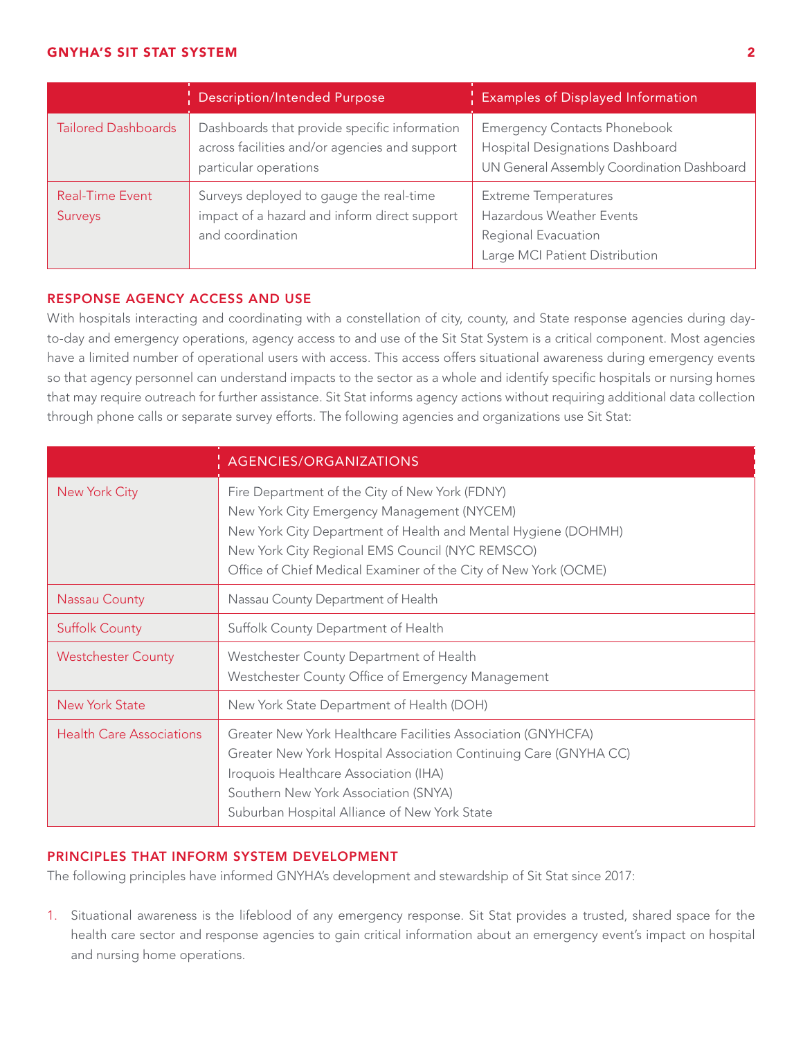| | Description/Intended Purpose | Examples of Displayed Information |
|---|---|---|
| Tailored Dashboards | Dashboards that provide specific information across facilities and/or agencies and support particular operations | Emergency Contacts Phonebook<br>Hospital Designations Dashboard<br>UN General Assembly Coordination Dashboard |
| Real-Time Event Surveys | Surveys deployed to gauge the real-time impact of a hazard and inform direct support and coordination | Extreme Temperatures<br>Hazardous Weather Events<br>Regional Evacuation<br>Large MCI Patient Distribution |

## RESPONSE AGENCY ACCESS AND USE

With hospitals interacting and coordinating with a constellation of city, county, and State response agencies during day-to-day and emergency operations, agency access to and use of the Sit Stat System is a critical component. Most agencies have a limited number of operational users with access. This access offers situational awareness during emergency events so that agency personnel can understand impacts to the sector as a whole and identify specific hospitals or nursing homes that may require outreach for further assistance. Sit Stat informs agency actions without requiring additional data collection through phone calls or separate survey efforts. The following agencies and organizations use Sit Stat:

| | AGENCIES/ORGANIZATIONS |
|---|---|
| New York City | Fire Department of the City of New York (FDNY)<br>New York City Emergency Management (NYCEM)<br>New York City Department of Health and Mental Hygiene (DOHMH)<br>New York City Regional EMS Council (NYC REMSCO)<br>Office of Chief Medical Examiner of the City of New York (OCME) |
| Nassau County | Nassau County Department of Health |
| Suffolk County | Suffolk County Department of Health |
| Westchester County | Westchester County Department of Health<br>Westchester County Office of Emergency Management |
| New York State | New York State Department of Health (DOH) |
| Health Care Associations | Greater New York Healthcare Facilities Association (GNYHCFA)<br>Greater New York Hospital Association Continuing Care (GNYHA CC)<br>Iroquois Healthcare Association (IHA)<br>Southern New York Association (SNYA)<br>Suburban Hospital Alliance of New York State |

## PRINCIPLES THAT INFORM SYSTEM DEVELOPMENT

The following principles have informed GNYHA's development and stewardship of Sit Stat since 2017:

1. Situational awareness is the lifeblood of any emergency response. Sit Stat provides a trusted, shared space for the health care sector and response agencies to gain critical information about an emergency event's impact on hospital and nursing home operations.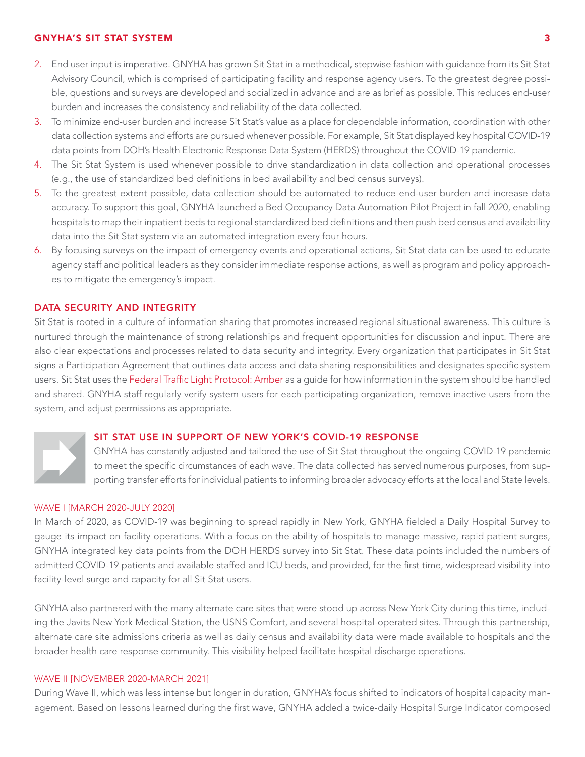2. End user input is imperative. GNYHA has grown Sit Stat in a methodical, stepwise fashion with guidance from its Sit Stat Advisory Council, which is comprised of participating facility and response agency users. To the greatest degree possible, questions and surveys are developed and socialized in advance and are as brief as possible. This reduces end-user burden and increases the consistency and reliability of the data collected.
3. To minimize end-user burden and increase Sit Stat's value as a place for dependable information, coordination with other data collection systems and efforts are pursued whenever possible. For example, Sit Stat displayed key hospital COVID-19 data points from DOH's Health Electronic Response Data System (HERDS) throughout the COVID-19 pandemic.
4. The Sit Stat System is used whenever possible to drive standardization in data collection and operational processes (e.g., the use of standardized bed definitions in bed availability and bed census surveys).
5. To the greatest extent possible, data collection should be automated to reduce end-user burden and increase data accuracy. To support this goal, GNYHA launched a Bed Occupancy Data Automation Pilot Project in fall 2020, enabling hospitals to map their inpatient beds to regional standardized bed definitions and then push bed census and availability data into the Sit Stat system via an automated integration every four hours.
6. By focusing surveys on the impact of emergency events and operational actions, Sit Stat data can be used to educate agency staff and political leaders as they consider immediate response actions, as well as program and policy approaches to mitigate the emergency's impact.

## DATA SECURITY AND INTEGRITY

Sit Stat is rooted in a culture of information sharing that promotes increased regional situational awareness. This culture is nurtured through the maintenance of strong relationships and frequent opportunities for discussion and input. There are also clear expectations and processes related to data security and integrity. Every organization that participates in Sit Stat signs a Participation Agreement that outlines data access and data sharing responsibilities and designates specific system users. Sit Stat uses the Federal Traffic Light Protocol: Amber as a guide for how information in the system should be handled and shared. GNYHA staff regularly verify system users for each participating organization, remove inactive users from the system, and adjust permissions as appropriate.

## SIT STAT USE IN SUPPORT OF NEW YORK'S COVID-19 RESPONSE

GNYHA has constantly adjusted and tailored the use of Sit Stat throughout the ongoing COVID-19 pandemic to meet the specific circumstances of each wave. The data collected has served numerous purposes, from supporting transfer efforts for individual patients to informing broader advocacy efforts at the local and State levels.

### WAVE I [MARCH 2020-JULY 2020]

In March of 2020, as COVID-19 was beginning to spread rapidly in New York, GNYHA fielded a Daily Hospital Survey to gauge its impact on facility operations. With a focus on the ability of hospitals to manage massive, rapid patient surges, GNYHA integrated key data points from the DOH HERDS survey into Sit Stat. These data points included the numbers of admitted COVID-19 patients and available staffed and ICU beds, and provided, for the first time, widespread visibility into facility-level surge and capacity for all Sit Stat users.

GNYHA also partnered with the many alternate care sites that were stood up across New York City during this time, including the Javits New York Medical Station, the USNS Comfort, and several hospital-operated sites. Through this partnership, alternate care site admissions criteria as well as daily census and availability data were made available to hospitals and the broader health care response community. This visibility helped facilitate hospital discharge operations.

### WAVE II [NOVEMBER 2020-MARCH 2021]

During Wave II, which was less intense but longer in duration, GNYHA's focus shifted to indicators of hospital capacity management. Based on lessons learned during the first wave, GNYHA added a twice-daily Hospital Surge Indicator composed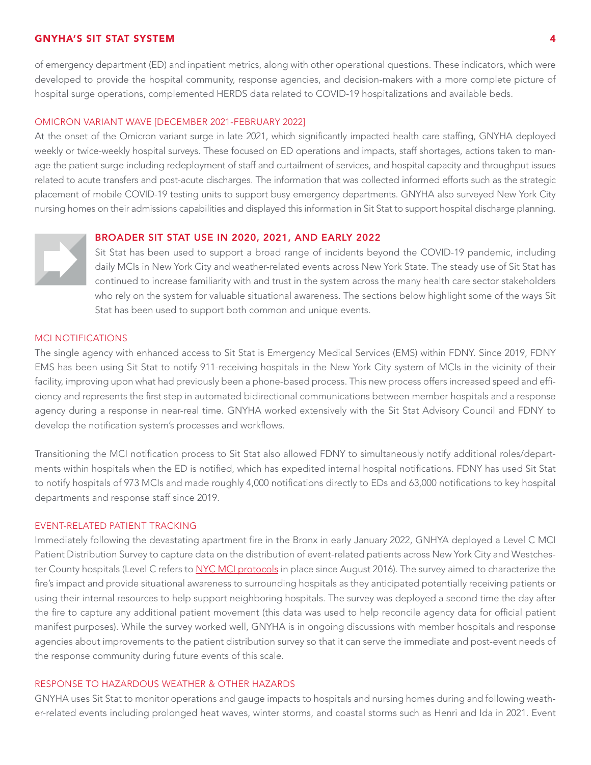of emergency department (ED) and inpatient metrics, along with other operational questions. These indicators, which were developed to provide the hospital community, response agencies, and decision-makers with a more complete picture of hospital surge operations, complemented HERDS data related to COVID-19 hospitalizations and available beds.

### OMICRON VARIANT WAVE [DECEMBER 2021-FEBRUARY 2022]

At the onset of the Omicron variant surge in late 2021, which significantly impacted health care staffing, GNYHA deployed weekly or twice-weekly hospital surveys. These focused on ED operations and impacts, staff shortages, actions taken to manage the patient surge including redeployment of staff and curtailment of services, and hospital capacity and throughput issues related to acute transfers and post-acute discharges. The information that was collected informed efforts such as the strategic placement of mobile COVID-19 testing units to support busy emergency departments. GNYHA also surveyed New York City nursing homes on their admissions capabilities and displayed this information in Sit Stat to support hospital discharge planning.

## BROADER SIT STAT USE IN 2020, 2021, AND EARLY 2022

Sit Stat has been used to support a broad range of incidents beyond the COVID-19 pandemic, including daily MCIs in New York City and weather-related events across New York State. The steady use of Sit Stat has continued to increase familiarity with and trust in the system across the many health care sector stakeholders who rely on the system for valuable situational awareness. The sections below highlight some of the ways Sit Stat has been used to support both common and unique events.

### MCI NOTIFICATIONS

The single agency with enhanced access to Sit Stat is Emergency Medical Services (EMS) within FDNY. Since 2019, FDNY EMS has been using Sit Stat to notify 911-receiving hospitals in the New York City system of MCIs in the vicinity of their facility, improving upon what had previously been a phone-based process. This new process offers increased speed and efficiency and represents the first step in automated bidirectional communications between member hospitals and a response agency during a response in near-real time. GNYHA worked extensively with the Sit Stat Advisory Council and FDNY to develop the notification system's processes and workflows.

Transitioning the MCI notification process to Sit Stat also allowed FDNY to simultaneously notify additional roles/departments within hospitals when the ED is notified, which has expedited internal hospital notifications. FDNY has used Sit Stat to notify hospitals of 973 MCIs and made roughly 4,000 notifications directly to EDs and 63,000 notifications to key hospital departments and response staff since 2019.

### EVENT-RELATED PATIENT TRACKING

Immediately following the devastating apartment fire in the Bronx in early January 2022, GNHYA deployed a Level C MCI Patient Distribution Survey to capture data on the distribution of event-related patients across New York City and Westchester County hospitals (Level C refers to NYC MCI protocols in place since August 2016). The survey aimed to characterize the fire's impact and provide situational awareness to surrounding hospitals as they anticipated potentially receiving patients or using their internal resources to help support neighboring hospitals. The survey was deployed a second time the day after the fire to capture any additional patient movement (this data was used to help reconcile agency data for official patient manifest purposes). While the survey worked well, GNHYA is in ongoing discussions with member hospitals and response agencies about improvements to the patient distribution survey so that it can serve the immediate and post-event needs of the response community during future events of this scale.

### RESPONSE TO HAZARDOUS WEATHER & OTHER HAZARDS

GNYHA uses Sit Stat to monitor operations and gauge impacts to hospitals and nursing homes during and following weather-related events including prolonged heat waves, winter storms, and coastal storms such as Henri and Ida in 2021. Event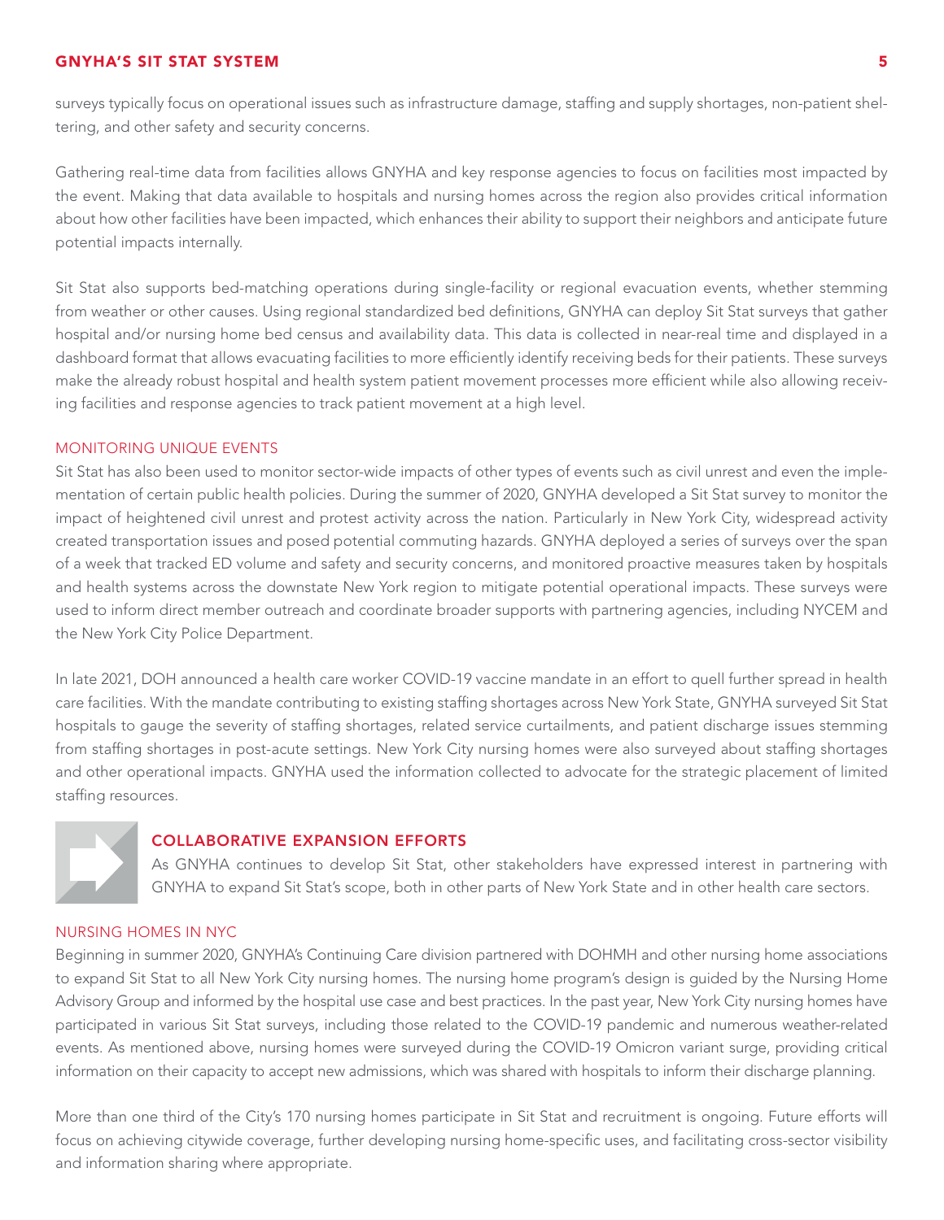surveys typically focus on operational issues such as infrastructure damage, staffing and supply shortages, non-patient sheltering, and other safety and security concerns.

Gathering real-time data from facilities allows GNYHA and key response agencies to focus on facilities most impacted by the event. Making that data available to hospitals and nursing homes across the region also provides critical information about how other facilities have been impacted, which enhances their ability to support their neighbors and anticipate future potential impacts internally.

Sit Stat also supports bed-matching operations during single-facility or regional evacuation events, whether stemming from weather or other causes. Using regional standardized bed definitions, GNYHA can deploy Sit Stat surveys that gather hospital and/or nursing home bed census and availability data. This data is collected in near-real time and displayed in a dashboard format that allows evacuating facilities to more efficiently identify receiving beds for their patients. These surveys make the already robust hospital and health system patient movement processes more efficient while also allowing receiving facilities and response agencies to track patient movement at a high level.

### MONITORING UNIQUE EVENTS

Sit Stat has also been used to monitor sector-wide impacts of other types of events such as civil unrest and even the implementation of certain public health policies. During the summer of 2020, GNYHA developed a Sit Stat survey to monitor the impact of heightened civil unrest and protest activity across the nation. Particularly in New York City, widespread activity created transportation issues and posed potential commuting hazards. GNYHA deployed a series of surveys over the span of a week that tracked ED volume and safety and security concerns, and monitored proactive measures taken by hospitals and health systems across the downstate New York region to mitigate potential operational impacts. These surveys were used to inform direct member outreach and coordinate broader supports with partnering agencies, including NYCEM and the New York City Police Department.

In late 2021, DOH announced a health care worker COVID-19 vaccine mandate in an effort to quell further spread in health care facilities. With the mandate contributing to existing staffing shortages across New York State, GNYHA surveyed Sit Stat hospitals to gauge the severity of staffing shortages, related service curtailments, and patient discharge issues stemming from staffing shortages in post-acute settings. New York City nursing homes were also surveyed about staffing shortages and other operational impacts. GNYHA used the information collected to advocate for the strategic placement of limited staffing resources.

## COLLABORATIVE EXPANSION EFFORTS

As GNYHA continues to develop Sit Stat, other stakeholders have expressed interest in partnering with GNYHA to expand Sit Stat's scope, both in other parts of New York State and in other health care sectors.

### NURSING HOMES IN NYC

Beginning in summer 2020, GNYHA's Continuing Care division partnered with DOHMH and other nursing home associations to expand Sit Stat to all New York City nursing homes. The nursing home program's design is guided by the Nursing Home Advisory Group and informed by the hospital use case and best practices. In the past year, New York City nursing homes have participated in various Sit Stat surveys, including those related to the COVID-19 pandemic and numerous weather-related events. As mentioned above, nursing homes were surveyed during the COVID-19 Omicron variant surge, providing critical information on their capacity to accept new admissions, which was shared with hospitals to inform their discharge planning.

More than one third of the City's 170 nursing homes participate in Sit Stat and recruitment is ongoing. Future efforts will focus on achieving citywide coverage, further developing nursing home-specific uses, and facilitating cross-sector visibility and information sharing where appropriate.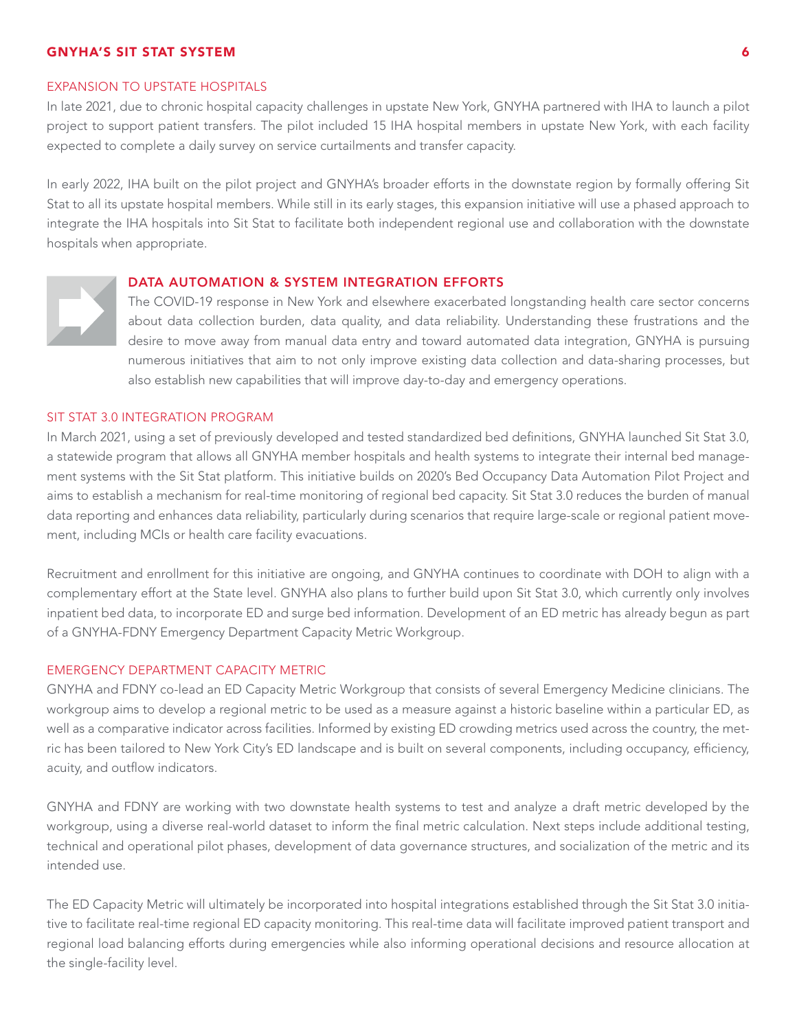### EXPANSION TO UPSTATE HOSPITALS

In late 2021, due to chronic hospital capacity challenges in upstate New York, GNYHA partnered with IHA to launch a pilot project to support patient transfers. The pilot included 15 IHA hospital members in upstate New York, with each facility expected to complete a daily survey on service curtailments and transfer capacity.

In early 2022, IHA built on the pilot project and GNYHA's broader efforts in the downstate region by formally offering Sit Stat to all its upstate hospital members. While still in its early stages, this expansion initiative will use a phased approach to integrate the IHA hospitals into Sit Stat to facilitate both independent regional use and collaboration with the downstate hospitals when appropriate.

## DATA AUTOMATION & SYSTEM INTEGRATION EFFORTS

The COVID-19 response in New York and elsewhere exacerbated longstanding health care sector concerns about data collection burden, data quality, and data reliability. Understanding these frustrations and the desire to move away from manual data entry and toward automated data integration, GNYHA is pursuing numerous initiatives that aim to not only improve existing data collection and data-sharing processes, but also establish new capabilities that will improve day-to-day and emergency operations.

### SIT STAT 3.0 INTEGRATION PROGRAM

In March 2021, using a set of previously developed and tested standardized bed definitions, GNYHA launched Sit Stat 3.0, a statewide program that allows all GNYHA member hospitals and health systems to integrate their internal bed management systems with the Sit Stat platform. This initiative builds on 2020's Bed Occupancy Data Automation Pilot Project and aims to establish a mechanism for real-time monitoring of regional bed capacity. Sit Stat 3.0 reduces the burden of manual data reporting and enhances data reliability, particularly during scenarios that require large-scale or regional patient movement, including MCIs or health care facility evacuations.

Recruitment and enrollment for this initiative are ongoing, and GNYHA continues to coordinate with DOH to align with a complementary effort at the State level. GNYHA also plans to further build upon Sit Stat 3.0, which currently only involves inpatient bed data, to incorporate ED and surge bed information. Development of an ED metric has already begun as part of a GNYHA-FDNY Emergency Department Capacity Metric Workgroup.

### EMERGENCY DEPARTMENT CAPACITY METRIC

GNYHA and FDNY co-lead an ED Capacity Metric Workgroup that consists of several Emergency Medicine clinicians. The workgroup aims to develop a regional metric to be used as a measure against a historic baseline within a particular ED, as well as a comparative indicator across facilities. Informed by existing ED crowding metrics used across the country, the metric has been tailored to New York City's ED landscape and is built on several components, including occupancy, efficiency, acuity, and outflow indicators.

GNYHA and FDNY are working with two downstate health systems to test and analyze a draft metric developed by the workgroup, using a diverse real-world dataset to inform the final metric calculation. Next steps include additional testing, technical and operational pilot phases, development of data governance structures, and socialization of the metric and its intended use.

The ED Capacity Metric will ultimately be incorporated into hospital integrations established through the Sit Stat 3.0 initiative to facilitate real-time regional ED capacity monitoring. This real-time data will facilitate improved patient transport and regional load balancing efforts during emergencies while also informing operational decisions and resource allocation at the single-facility level.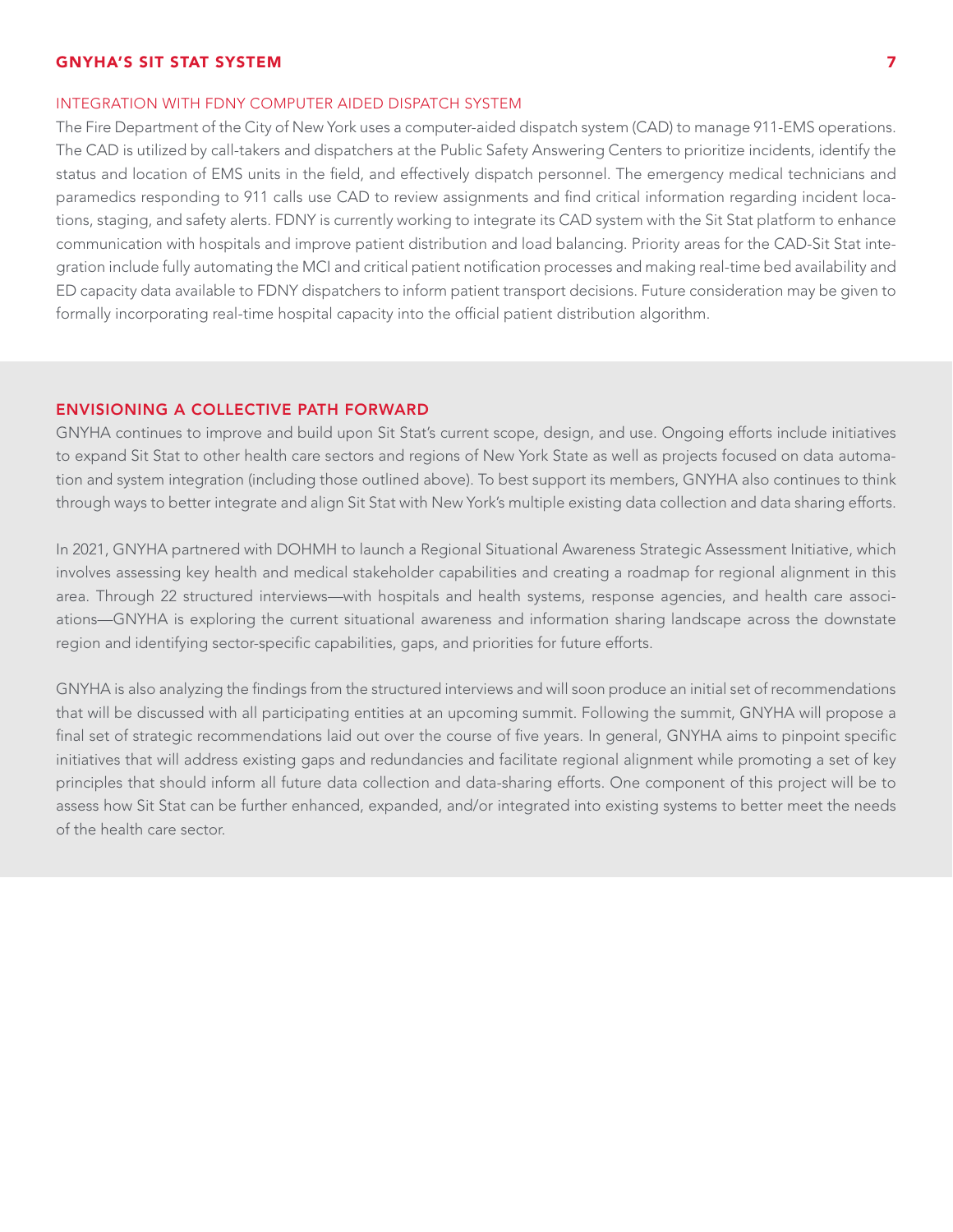### INTEGRATION WITH FDNY COMPUTER AIDED DISPATCH SYSTEM

The Fire Department of the City of New York uses a computer-aided dispatch system (CAD) to manage 911-EMS operations. The CAD is utilized by call-takers and dispatchers at the Public Safety Answering Centers to prioritize incidents, identify the status and location of EMS units in the field, and effectively dispatch personnel. The emergency medical technicians and paramedics responding to 911 calls use CAD to review assignments and find critical information regarding incident locations, staging, and safety alerts. FDNY is currently working to integrate its CAD system with the Sit Stat platform to enhance communication with hospitals and improve patient distribution and load balancing. Priority areas for the CAD-Sit Stat integration include fully automating the MCI and critical patient notification processes and making real-time bed availability and ED capacity data available to FDNY dispatchers to inform patient transport decisions. Future consideration may be given to formally incorporating real-time hospital capacity into the official patient distribution algorithm.

## ENVISIONING A COLLECTIVE PATH FORWARD

GNYHA continues to improve and build upon Sit Stat's current scope, design, and use. Ongoing efforts include initiatives to expand Sit Stat to other health care sectors and regions of New York State as well as projects focused on data automation and system integration (including those outlined above). To best support its members, GNYHA also continues to think through ways to better integrate and align Sit Stat with New York's multiple existing data collection and data sharing efforts.

In 2021, GNYHA partnered with DOHMH to launch a Regional Situational Awareness Strategic Assessment Initiative, which involves assessing key health and medical stakeholder capabilities and creating a roadmap for regional alignment in this area. Through 22 structured interviews—with hospitals and health systems, response agencies, and health care associations—GNYHA is exploring the current situational awareness and information sharing landscape across the downstate region and identifying sector-specific capabilities, gaps, and priorities for future efforts.

GNYHA is also analyzing the findings from the structured interviews and will soon produce an initial set of recommendations that will be discussed with all participating entities at an upcoming summit. Following the summit, GNYHA will propose a final set of strategic recommendations laid out over the course of five years. In general, GNYHA aims to pinpoint specific initiatives that will address existing gaps and redundancies and facilitate regional alignment while promoting a set of key principles that should inform all future data collection and data-sharing efforts. One component of this project will be to assess how Sit Stat can be further enhanced, expanded, and/or integrated into existing systems to better meet the needs of the health care sector.